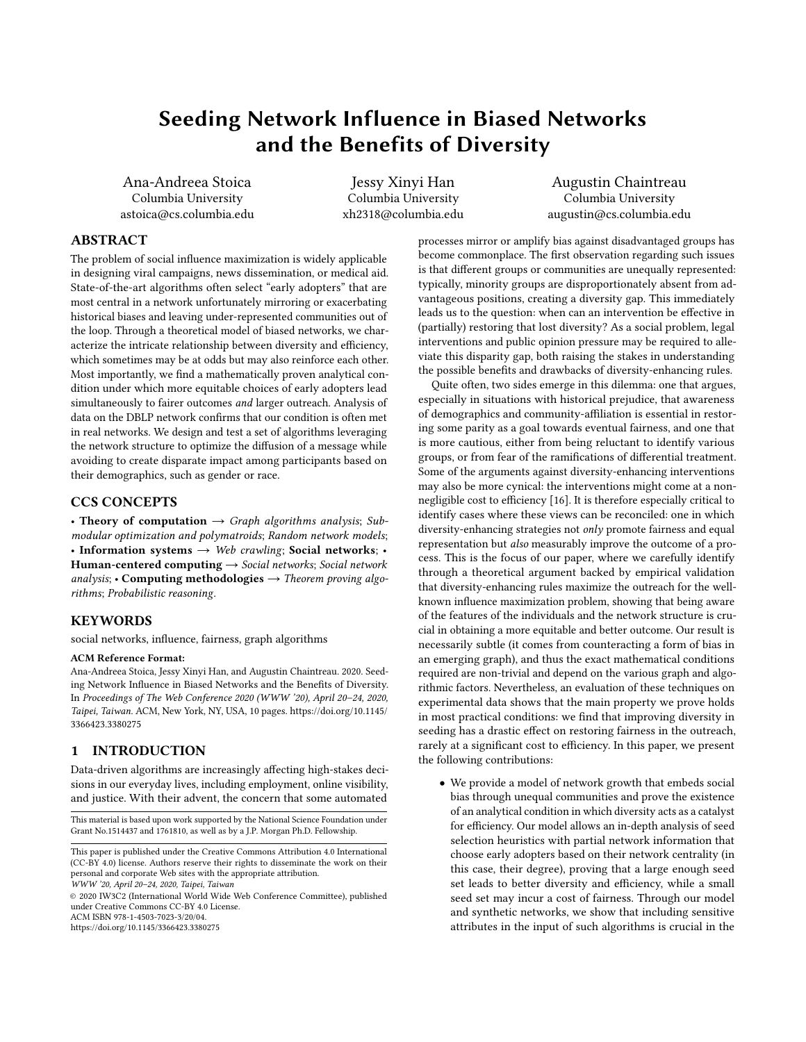# Seeding Network Influence in Biased Networks and the Benefits of Diversity

Ana-Andreea Stoica
Columbia University
astoica@cs.columbia.edu

Jessy Xinyi Han
Columbia University
xh2318@columbia.edu

Augustin Chaintreau
Columbia University
augustin@cs.columbia.edu

## ABSTRACT

The problem of social influence maximization is widely applicable in designing viral campaigns, news dissemination, or medical aid. State-of-the-art algorithms often select "early adopters" that are most central in a network unfortunately mirroring or exacerbating historical biases and leaving under-represented communities out of the loop. Through a theoretical model of biased networks, we characterize the intricate relationship between diversity and efficiency, which sometimes may be at odds but may also reinforce each other. Most importantly, we find a mathematically proven analytical condition under which more equitable choices of early adopters lead simultaneously to fairer outcomes *and* larger outreach. Analysis of data on the DBLP network confirms that our condition is often met in real networks. We design and test a set of algorithms leveraging the network structure to optimize the diffusion of a message while avoiding to create disparate impact among participants based on their demographics, such as gender or race.

## CCS CONCEPTS

• **Theory of computation** → *Graph algorithms analysis*; *Submodular optimization and polymatroids*; *Random network models*; • **Information systems** → *Web crawling*; **Social networks**; • **Human-centered computing** → *Social networks*; *Social network analysis*; • **Computing methodologies** → *Theorem proving algorithms*; *Probabilistic reasoning*.

## KEYWORDS

social networks, influence, fairness, graph algorithms

**ACM Reference Format:**
Ana-Andreea Stoica, Jessy Xinyi Han, and Augustin Chaintreau. 2020. Seeding Network Influence in Biased Networks and the Benefits of Diversity. In *Proceedings of The Web Conference 2020 (WWW '20), April 20–24, 2020, Taipei, Taiwan.* ACM, New York, NY, USA, 10 pages. https://doi.org/10.1145/3366423.3380275

## 1 INTRODUCTION

Data-driven algorithms are increasingly affecting high-stakes decisions in our everyday lives, including employment, online visibility, and justice. With their advent, the concern that some automated processes mirror or amplify bias against disadvantaged groups has become commonplace. The first observation regarding such issues is that different groups or communities are unequally represented: typically, minority groups are disproportionately absent from advantageous positions, creating a diversity gap. This immediately leads us to the question: when can an intervention be effective in (partially) restoring that lost diversity? As a social problem, legal interventions and public opinion pressure may be required to alleviate this disparity gap, both raising the stakes in understanding the possible benefits and drawbacks of diversity-enhancing rules.

Quite often, two sides emerge in this dilemma: one that argues, especially in situations with historical prejudice, that awareness of demographics and community-affiliation is essential in restoring some parity as a goal towards eventual fairness, and one that is more cautious, either from being reluctant to identify various groups, or from fear of the ramifications of differential treatment. Some of the arguments against diversity-enhancing interventions may also be more cynical: the interventions might come at a non-negligible cost to efficiency [16]. It is therefore especially critical to identify cases where these views can be reconciled: one in which diversity-enhancing strategies not *only* promote fairness and equal representation but *also* measurably improve the outcome of a process. This is the focus of our paper, where we carefully identify through a theoretical argument backed by empirical validation that diversity-enhancing rules maximize the outreach for the well-known influence maximization problem, showing that being aware of the features of the individuals and the network structure is crucial in obtaining a more equitable and better outcome. Our result is necessarily subtle (it comes from counteracting a form of bias in an emerging graph), and thus the exact mathematical conditions required are non-trivial and depend on the various graph and algorithmic factors. Nevertheless, an evaluation of these techniques on experimental data shows that the main property we prove holds in most practical conditions: we find that improving diversity in seeding has a drastic effect on restoring fairness in the outreach, rarely at a significant cost to efficiency. In this paper, we present the following contributions:

- We provide a model of network growth that embeds social bias through unequal communities and prove the existence of an analytical condition in which diversity acts as a catalyst for efficiency. Our model allows an in-depth analysis of seed selection heuristics with partial network information that choose early adopters based on their network centrality (in this case, their degree), proving that a large enough seed set leads to better diversity and efficiency, while a small seed set may incur a cost of fairness. Through our model and synthetic networks, we show that including sensitive attributes in the input of such algorithms is crucial in the

---

This material is based upon work supported by the National Science Foundation under Grant No.1514437 and 1761810, as well as by a J.P. Morgan Ph.D. Fellowship.

This paper is published under the Creative Commons Attribution 4.0 International (CC-BY 4.0) license. Authors reserve their rights to disseminate the work on their personal and corporate Web sites with the appropriate attribution.
*WWW '20, April 20–24, 2020, Taipei, Taiwan*
© 2020 IW3C2 (International World Wide Web Conference Committee), published under Creative Commons CC-BY 4.0 License.
ACM ISBN 978-1-4503-7023-3/20/04.
https://doi.org/10.1145/3366423.3380275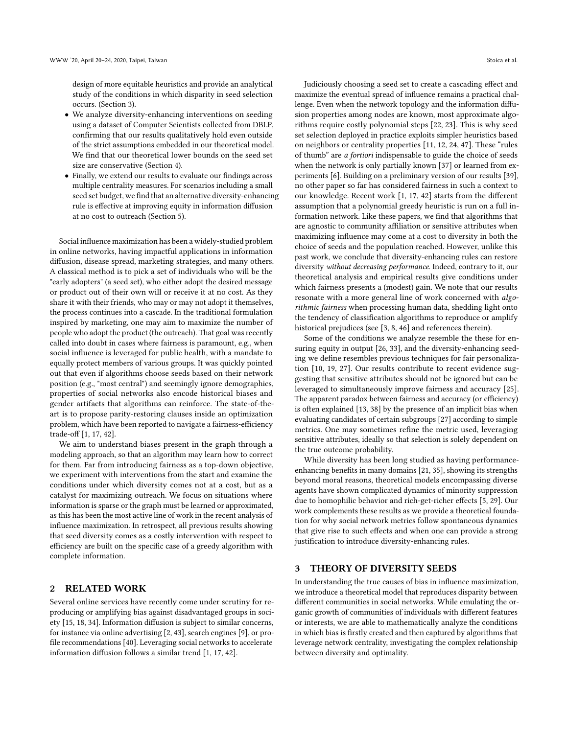design of more equitable heuristics and provide an analytical study of the conditions in which disparity in seed selection occurs. (Section 3).

- We analyze diversity-enhancing interventions on seeding using a dataset of Computer Scientists collected from DBLP, confirming that our results qualitatively hold even outside of the strict assumptions embedded in our theoretical model. We find that our theoretical lower bounds on the seed set size are conservative (Section 4).
- Finally, we extend our results to evaluate our findings across multiple centrality measures. For scenarios including a small seed set budget, we find that an alternative diversity-enhancing rule is effective at improving equity in information diffusion at no cost to outreach (Section 5).

Social influence maximization has been a widely-studied problem in online networks, having impactful applications in information diffusion, disease spread, marketing strategies, and many others. A classical method is to pick a set of individuals who will be the "early adopters" (a seed set), who either adopt the desired message or product out of their own will or receive it at no cost. As they share it with their friends, who may or may not adopt it themselves, the process continues into a cascade. In the traditional formulation inspired by marketing, one may aim to maximize the number of people who adopt the product (the outreach). That goal was recently called into doubt in cases where fairness is paramount, e.g., when social influence is leveraged for public health, with a mandate to equally protect members of various groups. It was quickly pointed out that even if algorithms choose seeds based on their network position (e.g., "most central") and seemingly ignore demographics, properties of social networks also encode historical biases and gender artifacts that algorithms can reinforce. The state-of-the-art is to propose parity-restoring clauses inside an optimization problem, which have been reported to navigate a fairness-efficiency trade-off [1, 17, 42].

We aim to understand biases present in the graph through a modeling approach, so that an algorithm may learn how to correct for them. Far from introducing fairness as a top-down objective, we experiment with interventions from the start and examine the conditions under which diversity comes not at a cost, but as a catalyst for maximizing outreach. We focus on situations where information is sparse or the graph must be learned or approximated, as this has been the most active line of work in the recent analysis of influence maximization. In retrospect, all previous results showing that seed diversity comes as a costly intervention with respect to efficiency are built on the specific case of a greedy algorithm with complete information.

## 2 RELATED WORK

Several online services have recently come under scrutiny for reproducing or amplifying bias against disadvantaged groups in society [15, 18, 34]. Information diffusion is subject to similar concerns, for instance via online advertising [2, 43], search engines [9], or profile recommendations [40]. Leveraging social networks to accelerate information diffusion follows a similar trend [1, 17, 42].

Judiciously choosing a seed set to create a cascading effect and maximize the eventual spread of influence remains a practical challenge. Even when the network topology and the information diffusion properties among nodes are known, most approximate algorithms require costly polynomial steps [22, 23]. This is why seed set selection deployed in practice exploits simpler heuristics based on neighbors or centrality properties [11, 12, 24, 47]. These "rules of thumb" are *a fortiori* indispensable to guide the choice of seeds when the network is only partially known [37] or learned from experiments [6]. Building on a preliminary version of our results [39], no other paper so far has considered fairness in such a context to our knowledge. Recent work [1, 17, 42] starts from the different assumption that a polynomial greedy heuristic is run on a full information network. Like these papers, we find that algorithms that are agnostic to community affiliation or sensitive attributes when maximizing influence may come at a cost to diversity in both the choice of seeds and the population reached. However, unlike this past work, we conclude that diversity-enhancing rules can restore diversity *without decreasing performance*. Indeed, contrary to it, our theoretical analysis and empirical results give conditions under which fairness presents a (modest) gain. We note that our results resonate with a more general line of work concerned with *algorithmic fairness* when processing human data, shedding light onto the tendency of classification algorithms to reproduce or amplify historical prejudices (see [3, 8, 46] and references therein).

Some of the conditions we analyze resemble the these for ensuring equity in output [26, 33], and the diversity-enhancing seeding we define resembles previous techniques for fair personalization [10, 19, 27]. Our results contribute to recent evidence suggesting that sensitive attributes should not be ignored but can be leveraged to simultaneously improve fairness and accuracy [25]. The apparent paradox between fairness and accuracy (or efficiency) is often explained [13, 38] by the presence of an implicit bias when evaluating candidates of certain subgroups [27] according to simple metrics. One may sometimes refine the metric used, leveraging sensitive attributes, ideally so that selection is solely dependent on the true outcome probability.

While diversity has been long studied as having performance-enhancing benefits in many domains [21, 35], showing its strengths beyond moral reasons, theoretical models encompassing diverse agents have shown complicated dynamics of minority suppression due to homophilic behavior and rich-get-richer effects [5, 29]. Our work complements these results as we provide a theoretical foundation for why social network metrics follow spontaneous dynamics that give rise to such effects and when one can provide a strong justification to introduce diversity-enhancing rules.

## 3 THEORY OF DIVERSITY SEEDS

In understanding the true causes of bias in influence maximization, we introduce a theoretical model that reproduces disparity between different communities in social networks. While emulating the organic growth of communities of individuals with different features or interests, we are able to mathematically analyze the conditions in which bias is firstly created and then captured by algorithms that leverage network centrality, investigating the complex relationship between diversity and optimality.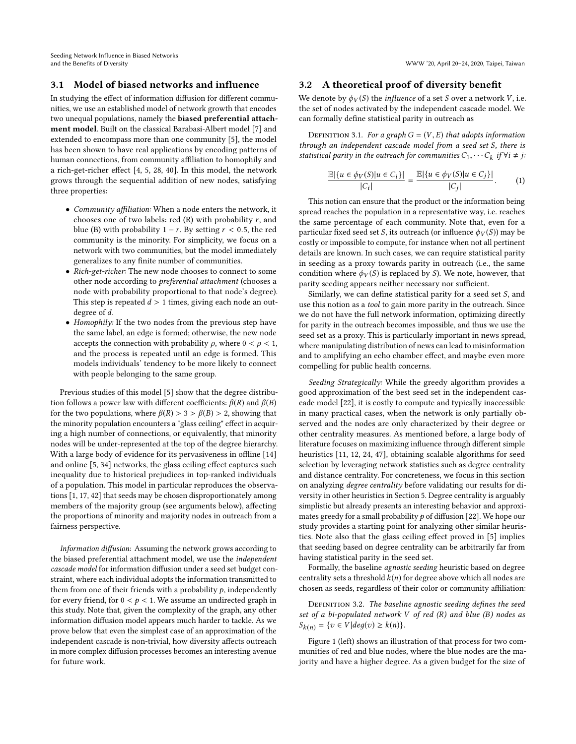### 3.1 Model of biased networks and influence

In studying the effect of information diffusion for different communities, we use an established model of network growth that encodes two unequal populations, namely the **biased preferential attachment model**. Built on the classical Barabasi-Albert model [7] and extended to encompass more than one community [5], the model has been shown to have real applications by encoding patterns of human connections, from community affiliation to homophily and a rich-get-richer effect [4, 5, 28, 40]. In this model, the network grows through the sequential addition of new nodes, satisfying three properties:

- *Community affiliation:* When a node enters the network, it chooses one of two labels: red (R) with probability $r$, and blue (B) with probability $1 - r$. By setting $r < 0.5$, the red community is the minority. For simplicity, we focus on a network with two communities, but the model immediately generalizes to any finite number of communities.
- *Rich-get-richer:* The new node chooses to connect to some other node according to *preferential attachment* (chooses a node with probability proportional to that node's degree). This step is repeated $d > 1$ times, giving each node an out-degree of $d$.
- *Homophily:* If the two nodes from the previous step have the same label, an edge is formed; otherwise, the new node accepts the connection with probability $\rho$, where $0 < \rho < 1$, and the process is repeated until an edge is formed. This models individuals' tendency to be more likely to connect with people belonging to the same group.

Previous studies of this model [5] show that the degree distribution follows a power law with different coefficients: $\beta(R)$ and $\beta(B)$ for the two populations, where $\beta(R) > 3 > \beta(B) > 2$, showing that the minority population encounters a "glass ceiling" effect in acquiring a high number of connections, or equivalently, that minority nodes will be under-represented at the top of the degree hierarchy. With a large body of evidence for its pervasiveness in offline [14] and online [5, 34] networks, the glass ceiling effect captures such inequality due to historical prejudices in top-ranked individuals of a population. This model in particular reproduces the observations [1, 17, 42] that seeds may be chosen disproportionately among members of the majority group (see arguments below), affecting the proportions of minority and majority nodes in outreach from a fairness perspective.

*Information diffusion:* Assuming the network grows according to the biased preferential attachment model, we use the *independent cascade model* for information diffusion under a seed set budget constraint, where each individual adopts the information transmitted to them from one of their friends with a probability $p$, independently for every friend, for $0 < p < 1$. We assume an undirected graph in this study. Note that, given the complexity of the graph, any other information diffusion model appears much harder to tackle. As we prove below that even the simplest case of an approximation of the independent cascade is non-trivial, how diversity affects outreach in more complex diffusion processes becomes an interesting avenue for future work.

### 3.2 A theoretical proof of diversity benefit

We denote by $\phi_V(S)$ the *influence* of a set $S$ over a network $V$, i.e. the set of nodes activated by the independent cascade model. We can formally define statistical parity in outreach as

Definition 3.1. *For a graph $G = (V, E)$ that adopts information through an independent cascade model from a seed set $S$, there is statistical parity in the outreach for communities $C_1, \cdots C_k$ if $\forall i \neq j$:*

$$\frac{\mathbb{E}|\{u \in \phi_V(S) | u \in C_i\}|}{|C_i|} = \frac{\mathbb{E}|\{u \in \phi_V(S) | u \in C_j\}|}{|C_j|}. \qquad (1)$$

This notion can ensure that the product or the information being spread reaches the population in a representative way, i.e. reaches the same percentage of each community. Note that, even for a particular fixed seed set $S$, its outreach (or influence $\phi_V(S)$) may be costly or impossible to compute, for instance when not all pertinent details are known. In such cases, we can require statistical parity in seeding as a proxy towards parity in outreach (i.e., the same condition where $\phi_V(S)$ is replaced by $S$). We note, however, that parity seeding appears neither necessary nor sufficient.

Similarly, we can define statistical parity for a seed set $S$, and use this notion as a *tool* to gain more parity in the outreach. Since we do not have the full network information, optimizing directly for parity in the outreach becomes impossible, and thus we use the seed set as a proxy. This is particularly important in news spread, where manipulating distribution of news can lead to misinformation and to amplifying an echo chamber effect, and maybe even more compelling for public health concerns.

*Seeding Strategically:* While the greedy algorithm provides a good approximation of the best seed set in the independent cascade model [22], it is costly to compute and typically inaccessible in many practical cases, when the network is only partially observed and the nodes are only characterized by their degree or other centrality measures. As mentioned before, a large body of literature focuses on maximizing influence through different simple heuristics [11, 12, 24, 47], obtaining scalable algorithms for seed selection by leveraging network statistics such as degree centrality and distance centrality. For concreteness, we focus in this section on analyzing *degree centrality* before validating our results for diversity in other heuristics in Section 5. Degree centrality is arguably simplistic but already presents an interesting behavior and approximates greedy for a small probability $p$ of diffusion [22]. We hope our study provides a starting point for analyzing other similar heuristics. Note also that the glass ceiling effect proved in [5] implies that seeding based on degree centrality can be arbitrarily far from having statistical parity in the seed set.

Formally, the baseline *agnostic seeding* heuristic based on degree centrality sets a threshold $k(n)$ for degree above which all nodes are chosen as seeds, regardless of their color or community affiliation:

Definition 3.2. *The baseline agnostic seeding defines the seed set of a bi-populated network $V$ of red (R) and blue (B) nodes as $S_{k(n)} = \{v \in V | deg(v) \geq k(n)\}$.*

Figure 1 (left) shows an illustration of that process for two communities of red and blue nodes, where the blue nodes are the majority and have a higher degree. As a given budget for the size of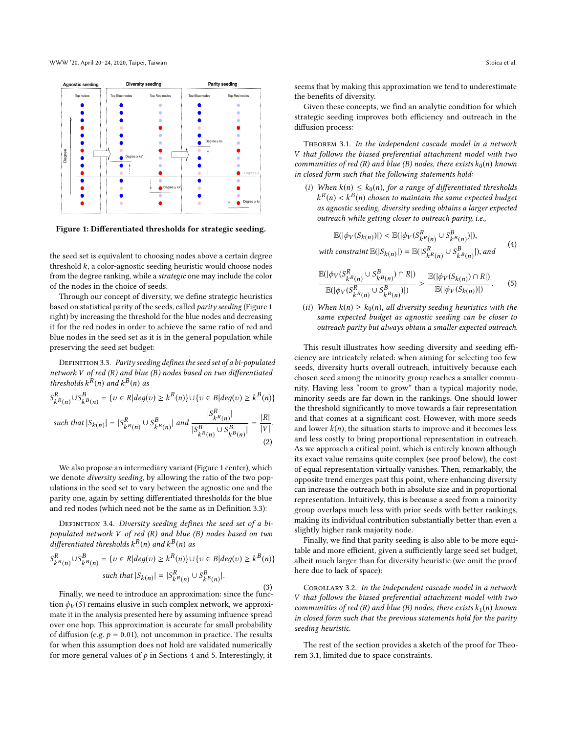Figure 1: Differentiated thresholds for strategic seeding.

the seed set is equivalent to choosing nodes above a certain degree threshold $k$, a color-agnostic seeding heuristic would choose nodes from the degree ranking, while a *strategic* one may include the color of the nodes in the choice of seeds.

Through our concept of diversity, we define strategic heuristics based on statistical parity of the seeds, called *parity seeding* (Figure 1 right) by increasing the threshold for the blue nodes and decreasing it for the red nodes in order to achieve the same ratio of red and blue nodes in the seed set as it is in the general population while preserving the seed set budget:

Definition 3.3. *Parity seeding defines the seed set of a bi-populated network $V$ of red (R) and blue (B) nodes based on two differentiated thresholds $k^R(n)$ and $k^B(n)$ as*

$$S^R_{k^R(n)} \cup S^B_{k^B(n)} = \{v \in R | deg(v) \geq k^R(n)\} \cup \{v \in B | deg(v) \geq k^B(n)\}$$

$$\text{such that } |S_{k(n)}| = |S^R_{k^R(n)} \cup S^B_{k^B(n)}| \text{ and } \frac{|S^R_{k^R(n)}|}{|S^B_{k^R(n)} \cup S^B_{k^B(n)}|} = \frac{|R|}{|V|}. \tag{2}$$

We also propose an intermediary variant (Figure 1 center), which we denote *diversity seeding*, by allowing the ratio of the two populations in the seed set to vary between the agnostic one and the parity one, again by setting differentiated thresholds for the blue and red nodes (which need not be the same as in Definition 3.3):

Definition 3.4. *Diversity seeding defines the seed set of a bi-populated network $V$ of red (R) and blue (B) nodes based on two differentiated thresholds $k^R(n)$ and $k^B(n)$ as*

$$S^R_{k^R(n)} \cup S^B_{k^B(n)} = \{v \in R | deg(v) \geq k^R(n)\} \cup \{v \in B | deg(v) \geq k^B(n)\}$$

$$\text{such that } |S_{k(n)}| = |S^R_{k^R(n)} \cup S^B_{k^B(n)}|. \tag{3}$$

Finally, we need to introduce an approximation: since the function $\phi_V(S)$ remains elusive in such complex network, we approximate it in the analysis presented here by assuming influence spread over one hop. This approximation is accurate for small probability of diffusion (e.g. $p = 0.01$), not uncommon in practice. The results for when this assumption does not hold are validated numerically for more general values of $p$ in Sections 4 and 5. Interestingly, it seems that by making this approximation we tend to underestimate the benefits of diversity.

Given these concepts, we find an analytic condition for which strategic seeding improves both efficiency and outreach in the diffusion process:

Theorem 3.1. *In the independent cascade model in a network $V$ that follows the biased preferential attachment model with two communities of red (R) and blue (B) nodes, there exists $k_0(n)$ known in closed form such that the following statements hold:*

(*i*) *When $k(n) \leq k_0(n)$, for a range of differentiated thresholds $k^R(n) < k^B(n)$ chosen to maintain the same expected budget as agnostic seeding, diversity seeding obtains a larger expected outreach while getting closer to outreach parity, i.e.,*

$$\mathbb{E}(|\phi_V(S_{k(n)})|) < \mathbb{E}(|\phi_V(S^R_{k^R(n)} \cup S^B_{k^B(n)})|),$$
$$\text{with constraint } \mathbb{E}(|S_{k(n)}|) = \mathbb{E}(|S^R_{k^R(n)} \cup S^B_{k^B(n)}|), \text{ and} \tag{4}$$

$$\frac{\mathbb{E}(|\phi_V(S^R_{k^R(n)} \cup S^B_{k^B(n)}) \cap R|)}{\mathbb{E}(|\phi_V(S^R_{k^R(n)} \cup S^B_{k^B(n)})|)} > \frac{\mathbb{E}(|\phi_V(S_{k(n)}) \cap R|)}{\mathbb{E}(|\phi_V(S_{k(n)})|)}. \tag{5}$$

(*ii*) *When $k(n) \geq k_0(n)$, all diversity seeding heuristics with the same expected budget as agnostic seeding can be closer to outreach parity but always obtain a smaller expected outreach.*

This result illustrates how seeding diversity and seeding efficiency are intricately related: when aiming for selecting too few seeds, diversity hurts overall outreach, intuitively because each chosen seed among the minority group reaches a smaller community. Having less "room to grow" than a typical majority node, minority seeds are far down in the rankings. One should lower the threshold significantly to move towards a fair representation and that comes at a significant cost. However, with more seeds and lower $k(n)$, the situation starts to improve and it becomes less and less costly to bring proportional representation in outreach. As we approach a critical point, which is entirely known although its exact value remains quite complex (see proof below), the cost of equal representation virtually vanishes. Then, remarkably, the opposite trend emerges past this point, where enhancing diversity can increase the outreach both in absolute size and in proportional representation. Intuitively, this is because a seed from a minority group overlaps much less with prior seeds with better rankings, making its individual contribution substantially better than even a slightly higher rank majority node.

Finally, we find that parity seeding is also able to be more equitable and more efficient, given a sufficiently large seed set budget, albeit much larger than for diversity heuristic (we omit the proof here due to lack of space):

Corollary 3.2. *In the independent cascade model in a network $V$ that follows the biased preferential attachment model with two communities of red (R) and blue (B) nodes, there exists $k_1(n)$ known in closed form such that the previous statements hold for the parity seeding heuristic.*

The rest of the section provides a sketch of the proof for Theorem 3.1, limited due to space constraints.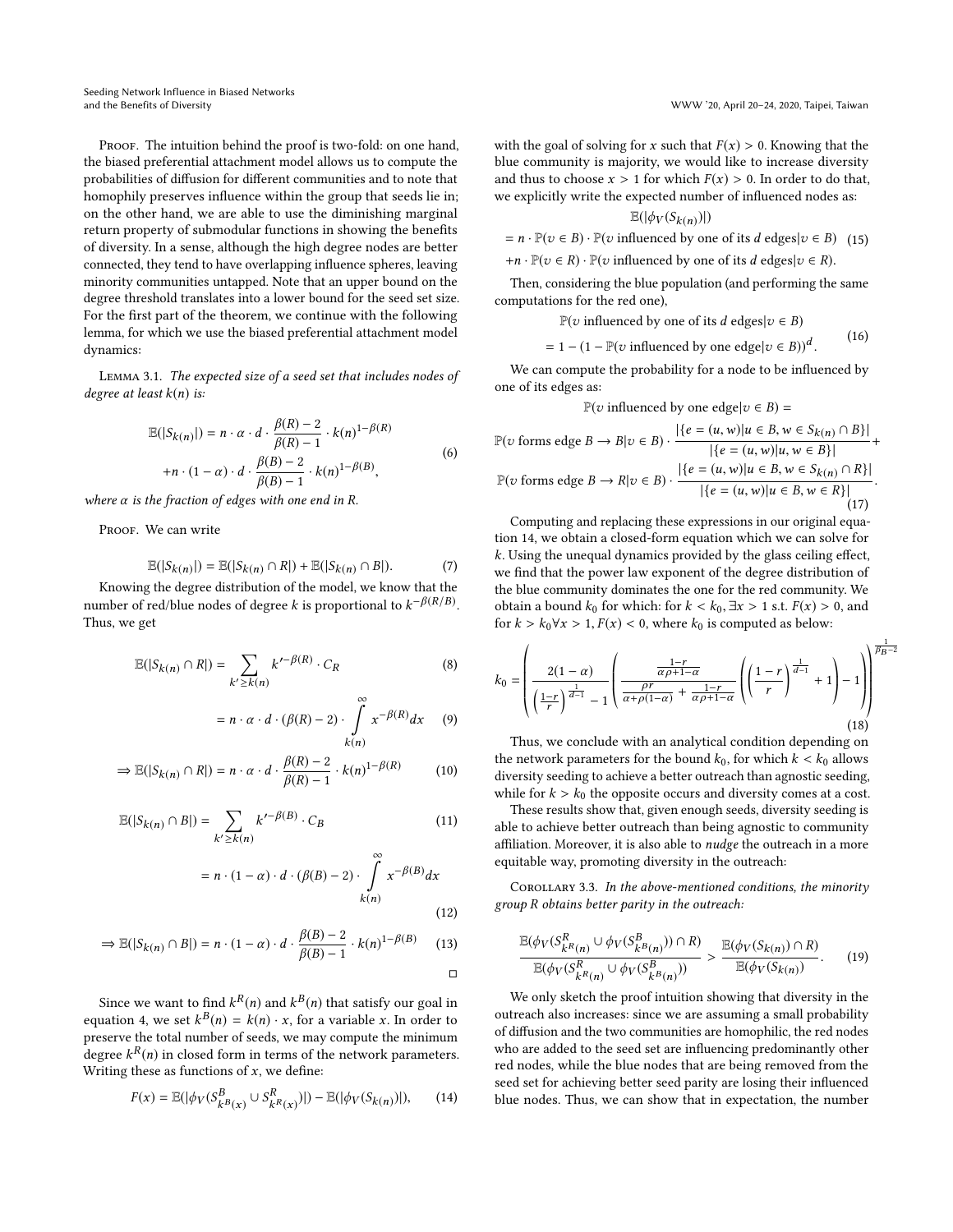Proof. The intuition behind the proof is two-fold: on one hand, the biased preferential attachment model allows us to compute the probabilities of diffusion for different communities and to note that homophily preserves influence within the group that seeds lie in; on the other hand, we are able to use the diminishing marginal return property of submodular functions in showing the benefits of diversity. In a sense, although the high degree nodes are better connected, they tend to have overlapping influence spheres, leaving minority communities untapped. Note that an upper bound on the degree threshold translates into a lower bound for the seed set size. For the first part of the theorem, we continue with the following lemma, for which we use the biased preferential attachment model dynamics:

Lemma 3.1. *The expected size of a seed set that includes nodes of degree at least $k(n)$ is:*

$$\mathbb{E}(|S_{k(n)}|) = n \cdot \alpha \cdot d \cdot \frac{\beta(R)-2}{\beta(R)-1} \cdot k(n)^{1-\beta(R)} + n \cdot (1-\alpha) \cdot d \cdot \frac{\beta(B)-2}{\beta(B)-1} \cdot k(n)^{1-\beta(B)}, \tag{6}$$

*where $\alpha$ is the fraction of edges with one end in R.*

Proof. We can write

$$\mathbb{E}(|S_{k(n)}|) = \mathbb{E}(|S_{k(n)} \cap R|) + \mathbb{E}(|S_{k(n)} \cap B|). \tag{7}$$

Knowing the degree distribution of the model, we know that the number of red/blue nodes of degree $k$ is proportional to $k^{-\beta(R/B)}$. Thus, we get

$$\mathbb{E}(|S_{k(n)} \cap R|) = \sum_{k' \geq k(n)} k'^{-\beta(R)} \cdot C_R \tag{8}$$

$$= n \cdot \alpha \cdot d \cdot (\beta(R)-2) \cdot \int_{k(n)}^{\infty} x^{-\beta(R)} dx \tag{9}$$

$$\Rightarrow \mathbb{E}(|S_{k(n)} \cap R|) = n \cdot \alpha \cdot d \cdot \frac{\beta(R)-2}{\beta(R)-1} \cdot k(n)^{1-\beta(R)} \tag{10}$$

$$\mathbb{E}(|S_{k(n)} \cap B|) = \sum_{k' \geq k(n)} k'^{-\beta(B)} \cdot C_B \tag{11}$$

$$= n \cdot (1-\alpha) \cdot d \cdot (\beta(B)-2) \cdot \int_{k(n)}^{\infty} x^{-\beta(B)} dx \tag{12}$$

$$\Rightarrow \mathbb{E}(|S_{k(n)} \cap B|) = n \cdot (1-\alpha) \cdot d \cdot \frac{\beta(B)-2}{\beta(B)-1} \cdot k(n)^{1-\beta(B)} \tag{13}$$

□

Since we want to find $k^R(n)$ and $k^B(n)$ that satisfy our goal in equation 4, we set $k^B(n) = k(n) \cdot x$, for a variable $x$. In order to preserve the total number of seeds, we may compute the minimum degree $k^R(n)$ in closed form in terms of the network parameters. Writing these as functions of $x$, we define:

$$F(x) = \mathbb{E}(|\phi_V(S^B_{k^B(x)} \cup S^R_{k^R(x)})|) - \mathbb{E}(|\phi_V(S_{k(n)})|), \tag{14}$$

with the goal of solving for $x$ such that $F(x) > 0$. Knowing that the blue community is majority, we would like to increase diversity and thus to choose $x > 1$ for which $F(x) > 0$. In order to do that, we explicitly write the expected number of influenced nodes as:

$$\mathbb{E}(|\phi_V(S_{k(n)})|)$$
$$= n \cdot \mathbb{P}(v \in B) \cdot \mathbb{P}(v \text{ influenced by one of its } d \text{ edges}|v \in B) \tag{15}$$
$$+ n \cdot \mathbb{P}(v \in R) \cdot \mathbb{P}(v \text{ influenced by one of its } d \text{ edges}|v \in R).$$

Then, considering the blue population (and performing the same computations for the red one),

$$\mathbb{P}(v \text{ influenced by one of its } d \text{ edges}|v \in B) = 1 - (1 - \mathbb{P}(v \text{ influenced by one edge}|v \in B))^d. \tag{16}$$

We can compute the probability for a node to be influenced by one of its edges as:

$$\mathbb{P}(v \text{ influenced by one edge}|v \in B) =$$
$$\mathbb{P}(v \text{ forms edge } B \to B|v \in B) \cdot \frac{|\{e = (u,w)|u \in B, w \in S_{k(n)} \cap B\}|}{|\{e = (u,w)|u, w \in B\}|} +$$
$$\mathbb{P}(v \text{ forms edge } B \to R|v \in B) \cdot \frac{|\{e = (u,w)|u \in B, w \in S_{k(n)} \cap R\}|}{|\{e = (u,w)|u \in B, w \in R\}|}. \tag{17}$$

Computing and replacing these expressions in our original equation 14, we obtain a closed-form equation which we can solve for $k$. Using the unequal dynamics provided by the glass ceiling effect, we find that the power law exponent of the degree distribution of the blue community dominates the one for the red community. We obtain a bound $k_0$ for which: for $k < k_0, \exists x > 1$ s.t. $F(x) > 0$, and for $k > k_0 \forall x > 1, F(x) < 0$, where $k_0$ is computed as below:

$$k_0 = \left( \frac{2(1-\alpha)}{\left(\frac{1-r}{r}\right)^{\frac{1}{d-1}} - 1} \left( \frac{\frac{1-r}{\alpha\rho+1-\alpha}}{\frac{\rho r}{\alpha+\rho(1-\alpha)} + \frac{1-r}{\alpha\rho+1-\alpha}} \left( \left( \frac{1-r}{r} \right)^{\frac{1}{d-1}} + 1 \right) - 1 \right) \right)^{\frac{1}{\beta_B - 2}} \tag{18}$$

Thus, we conclude with an analytical condition depending on the network parameters for the bound $k_0$, for which $k < k_0$ allows diversity seeding to achieve a better outreach than agnostic seeding, while for $k > k_0$ the opposite occurs and diversity comes at a cost.

These results show that, given enough seeds, diversity seeding is able to achieve better outreach than being agnostic to community affiliation. Moreover, it is also able to *nudge* the outreach in a more equitable way, promoting diversity in the outreach:

Corollary 3.3. *In the above-mentioned conditions, the minority group R obtains better parity in the outreach:*

$$\frac{\mathbb{E}(\phi_V(S^R_{k^R(n)} \cup \phi_V(S^B_{k^B(n)})) \cap R)}{\mathbb{E}(\phi_V(S^R_{k^R(n)} \cup \phi_V(S^B_{k^B(n)}))} > \frac{\mathbb{E}(\phi_V(S_{k(n)}) \cap R)}{\mathbb{E}(\phi_V(S_{k(n)})}. \tag{19}$$

We only sketch the proof intuition showing that diversity in the outreach also increases: since we are assuming a small probability of diffusion and the two communities are homophilic, the red nodes who are added to the seed set are influencing predominantly other red nodes, while the blue nodes that are being removed from the seed set for achieving better seed parity are losing their influenced blue nodes. Thus, we can show that in expectation, the number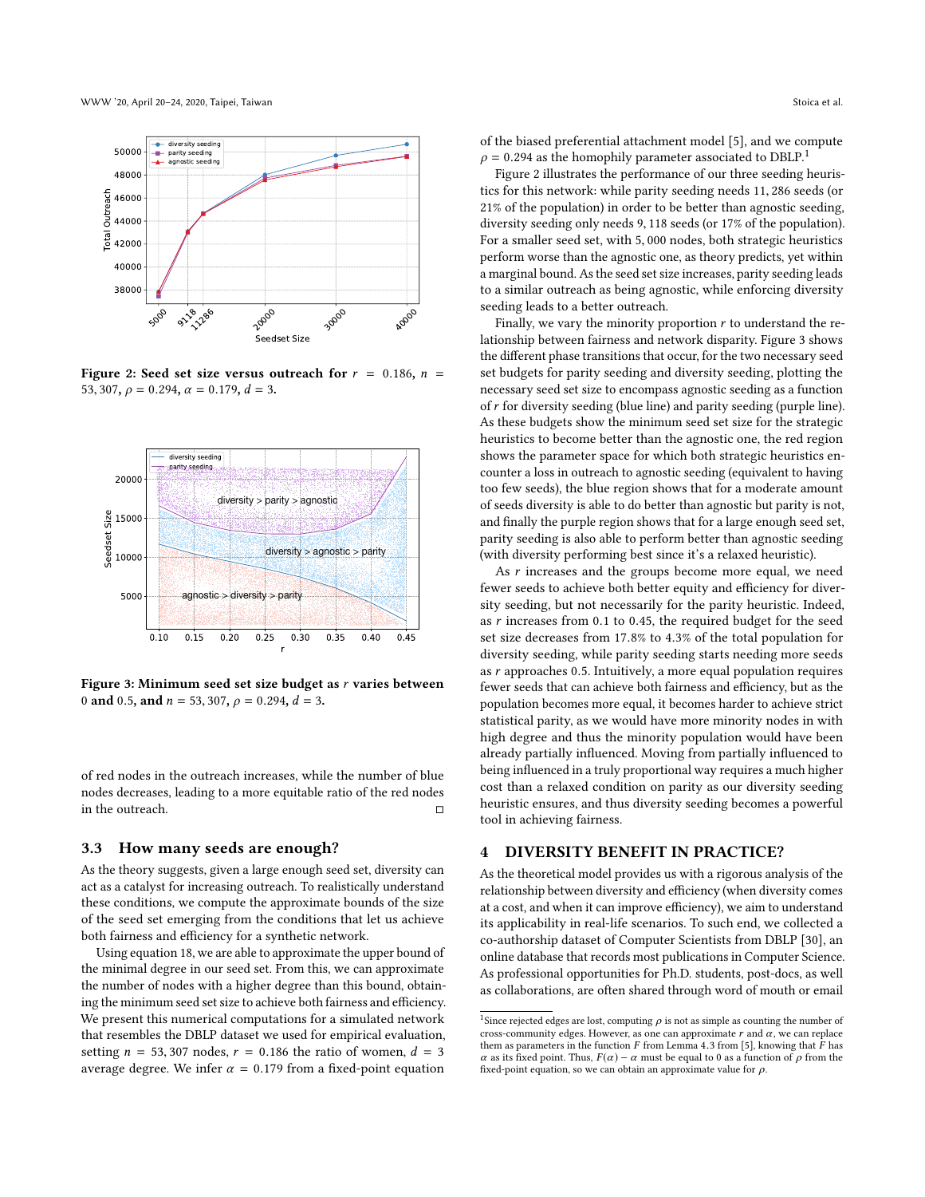Figure 2: Seed set size versus outreach for $r = 0.186$, $n = 53,307$, $\rho = 0.294$, $\alpha = 0.179$, $d = 3$.

Figure 3: Minimum seed set size budget as $r$ varies between 0 and 0.5, and $n = 53,307$, $\rho = 0.294$, $d = 3$.

of red nodes in the outreach increases, while the number of blue nodes decreases, leading to a more equitable ratio of the red nodes in the outreach. □

### 3.3 How many seeds are enough?

As the theory suggests, given a large enough seed set, diversity can act as a catalyst for increasing outreach. To realistically understand these conditions, we compute the approximate bounds of the size of the seed set emerging from the conditions that let us achieve both fairness and efficiency for a synthetic network.

Using equation 18, we are able to approximate the upper bound of the minimal degree in our seed set. From this, we can approximate the number of nodes with a higher degree than this bound, obtaining the minimum seed set size to achieve both fairness and efficiency. We present this numerical computations for a simulated network that resembles the DBLP dataset we used for empirical evaluation, setting $n = 53,307$ nodes, $r = 0.186$ the ratio of women, $d = 3$ average degree. We infer $\alpha = 0.179$ from a fixed-point equation of the biased preferential attachment model [5], and we compute $\rho = 0.294$ as the homophily parameter associated to DBLP.[1]

Figure 2 illustrates the performance of our three seeding heuristics for this network: while parity seeding needs 11,286 seeds (or 21% of the population) in order to be better than agnostic seeding, diversity seeding only needs 9,118 seeds (or 17% of the population). For a smaller seed set, with 5,000 nodes, both strategic heuristics perform worse than the agnostic one, as theory predicts, yet within a marginal bound. As the seed set size increases, parity seeding leads to a similar outreach as being agnostic, while enforcing diversity seeding leads to a better outreach.

Finally, we vary the minority proportion $r$ to understand the relationship between fairness and network disparity. Figure 3 shows the different phase transitions that occur, for the two necessary seed set budgets for parity seeding and diversity seeding, plotting the necessary seed set size to encompass agnostic seeding as a function of $r$ for diversity seeding (blue line) and parity seeding (purple line). As these budgets show the minimum seed set size for the strategic heuristics to become better than the agnostic one, the red region shows the parameter space for which both strategic heuristics encounter a loss in outreach to agnostic seeding (equivalent to having too few seeds), the blue region shows that for a moderate amount of seeds diversity is able to do better than agnostic but parity is not, and finally the purple region shows that for a large enough seed set, parity seeding is also able to perform better than agnostic seeding (with diversity performing best since it's a relaxed heuristic).

As $r$ increases and the groups become more equal, we need fewer seeds to achieve both better equity and efficiency for diversity seeding, but not necessarily for the parity heuristic. Indeed, as $r$ increases from 0.1 to 0.45, the required budget for the seed set size decreases from 17.8% to 4.3% of the total population for diversity seeding, while parity seeding starts needing more seeds as $r$ approaches 0.5. Intuitively, a more equal population requires fewer seeds that can achieve both fairness and efficiency, but as the population becomes more equal, it becomes harder to achieve strict statistical parity, as we would have more minority nodes in with high degree and thus the minority population would have been already partially influenced. Moving from partially influenced to being influenced in a truly proportional way requires a much higher cost than a relaxed condition on parity as our diversity seeding heuristic ensures, and thus diversity seeding becomes a powerful tool in achieving fairness.

## 4 DIVERSITY BENEFIT IN PRACTICE?

As the theoretical model provides us with a rigorous analysis of the relationship between diversity and efficiency (when diversity comes at a cost, and when it can improve efficiency), we aim to understand its applicability in real-life scenarios. To such end, we collected a co-authorship dataset of Computer Scientists from DBLP [30], an online database that records most publications in Computer Science. As professional opportunities for Ph.D. students, post-docs, as well as collaborations, are often shared through word of mouth or email

[1] Since rejected edges are lost, computing $\rho$ is not as simple as counting the number of cross-community edges. However, as one can approximate $r$ and $\alpha$, we can replace them as parameters in the function $F$ from Lemma 4.3 from [5], knowing that $F$ has $\alpha$ as its fixed point. Thus, $F(\alpha) - \alpha$ must be equal to 0 as a function of $\rho$ from the fixed-point equation, so we can obtain an approximate value for $\rho$.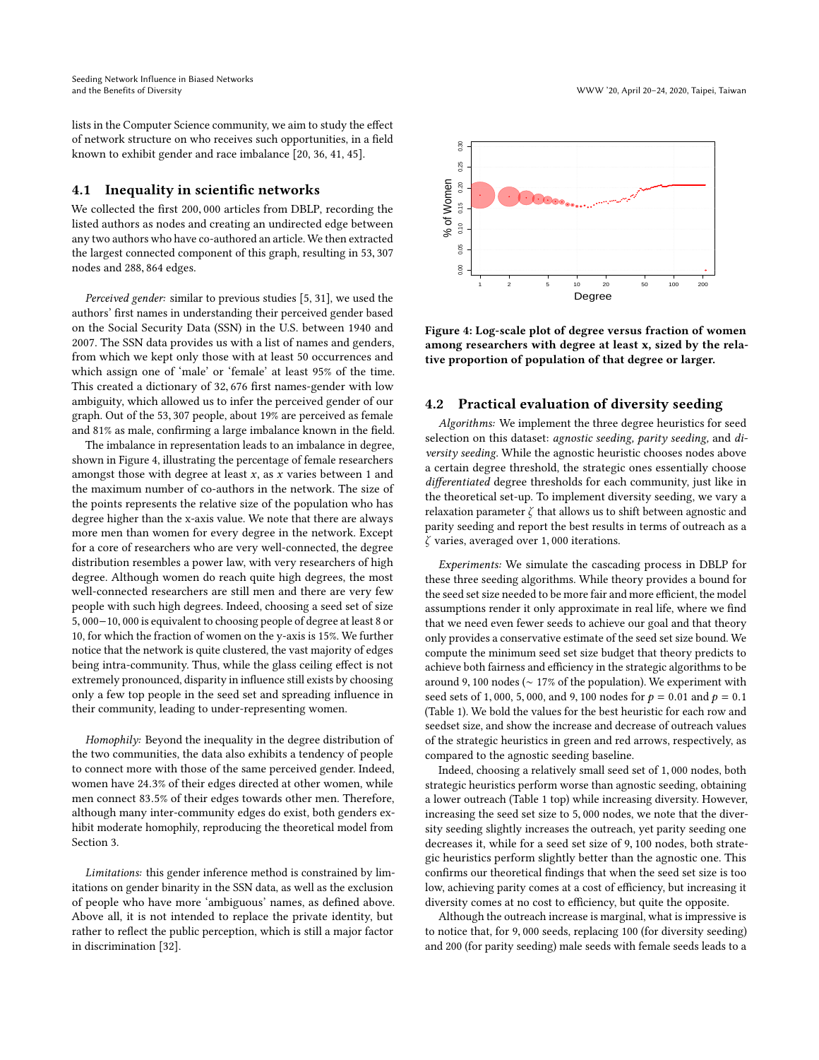lists in the Computer Science community, we aim to study the effect of network structure on who receives such opportunities, in a field known to exhibit gender and race imbalance [20, 36, 41, 45].

### 4.1 Inequality in scientific networks

We collected the first 200,000 articles from DBLP, recording the listed authors as nodes and creating an undirected edge between any two authors who have co-authored an article. We then extracted the largest connected component of this graph, resulting in 53,307 nodes and 288,864 edges.

*Perceived gender:* similar to previous studies [5, 31], we used the authors' first names in understanding their perceived gender based on the Social Security Data (SSN) in the U.S. between 1940 and 2007. The SSN data provides us with a list of names and genders, from which we kept only those with at least 50 occurrences and which assign one of 'male' or 'female' at least 95% of the time. This created a dictionary of 32,676 first names-gender with low ambiguity, which allowed us to infer the perceived gender of our graph. Out of the 53,307 people, about 19% are perceived as female and 81% as male, confirming a large imbalance known in the field.

The imbalance in representation leads to an imbalance in degree, shown in Figure 4, illustrating the percentage of female researchers amongst those with degree at least $x$, as $x$ varies between 1 and the maximum number of co-authors in the network. The size of the points represents the relative size of the population who has degree higher than the x-axis value. We note that there are always more men than women for every degree in the network. Except for a core of researchers who are very well-connected, the degree distribution resembles a power law, with very researchers of high degree. Although women do reach quite high degrees, the most well-connected researchers are still men and there are very few people with such high degrees. Indeed, choosing a seed set of size 5,000−10,000 is equivalent to choosing people of degree at least 8 or 10, for which the fraction of women on the y-axis is 15%. We further notice that the network is quite clustered, the vast majority of edges being intra-community. Thus, while the glass ceiling effect is not extremely pronounced, disparity in influence still exists by choosing only a few top people in the seed set and spreading influence in their community, leading to under-representing women.

*Homophily:* Beyond the inequality in the degree distribution of the two communities, the data also exhibits a tendency of people to connect more with those of the same perceived gender. Indeed, women have 24.3% of their edges directed at other women, while men connect 83.5% of their edges towards other men. Therefore, although many inter-community edges do exist, both genders exhibit moderate homophily, reproducing the theoretical model from Section 3.

*Limitations:* this gender inference method is constrained by limitations on gender binarity in the SSN data, as well as the exclusion of people who have more 'ambiguous' names, as defined above. Above all, it is not intended to replace the private identity, but rather to reflect the public perception, which is still a major factor in discrimination [32].

**Figure 4: Log-scale plot of degree versus fraction of women among researchers with degree at least x, sized by the relative proportion of population of that degree or larger.**

### 4.2 Practical evaluation of diversity seeding

*Algorithms:* We implement the three degree heuristics for seed selection on this dataset: *agnostic seeding*, *parity seeding*, and *diversity seeding*. While the agnostic heuristic chooses nodes above a certain degree threshold, the strategic ones essentially choose *differentiated* degree thresholds for each community, just like in the theoretical set-up. To implement diversity seeding, we vary a relaxation parameter $\zeta$ that allows us to shift between agnostic and parity seeding and report the best results in terms of outreach as a $\zeta$ varies, averaged over 1,000 iterations.

*Experiments:* We simulate the cascading process in DBLP for these three seeding algorithms. While theory provides a bound for the seed set size needed to be more fair and more efficient, the model assumptions render it only approximate in real life, where we find that we need even fewer seeds to achieve our goal and that theory only provides a conservative estimate of the seed set size bound. We compute the minimum seed set size budget that theory predicts to achieve both fairness and efficiency in the strategic algorithms to be around 9,100 nodes ($\sim$ 17% of the population). We experiment with seed sets of 1,000, 5,000, and 9,100 nodes for $p = 0.01$ and $p = 0.1$ (Table 1). We bold the values for the best heuristic for each row and seedset size, and show the increase and decrease of outreach values of the strategic heuristics in green and red arrows, respectively, as compared to the agnostic seeding baseline.

Indeed, choosing a relatively small seed set of 1,000 nodes, both strategic heuristics perform worse than agnostic seeding, obtaining a lower outreach (Table 1 top) while increasing diversity. However, increasing the seed set size to 5,000 nodes, we note that the diversity seeding slightly increases the outreach, yet parity seeding one decreases it, while for a seed set size of 9,100 nodes, both strategic heuristics perform slightly better than the agnostic one. This confirms our theoretical findings that when the seed set size is too low, achieving parity comes at a cost of efficiency, but increasing it diversity comes at no cost to efficiency, but quite the opposite.

Although the outreach increase is marginal, what is impressive is to notice that, for 9,000 seeds, replacing 100 (for diversity seeding) and 200 (for parity seeding) male seeds with female seeds leads to a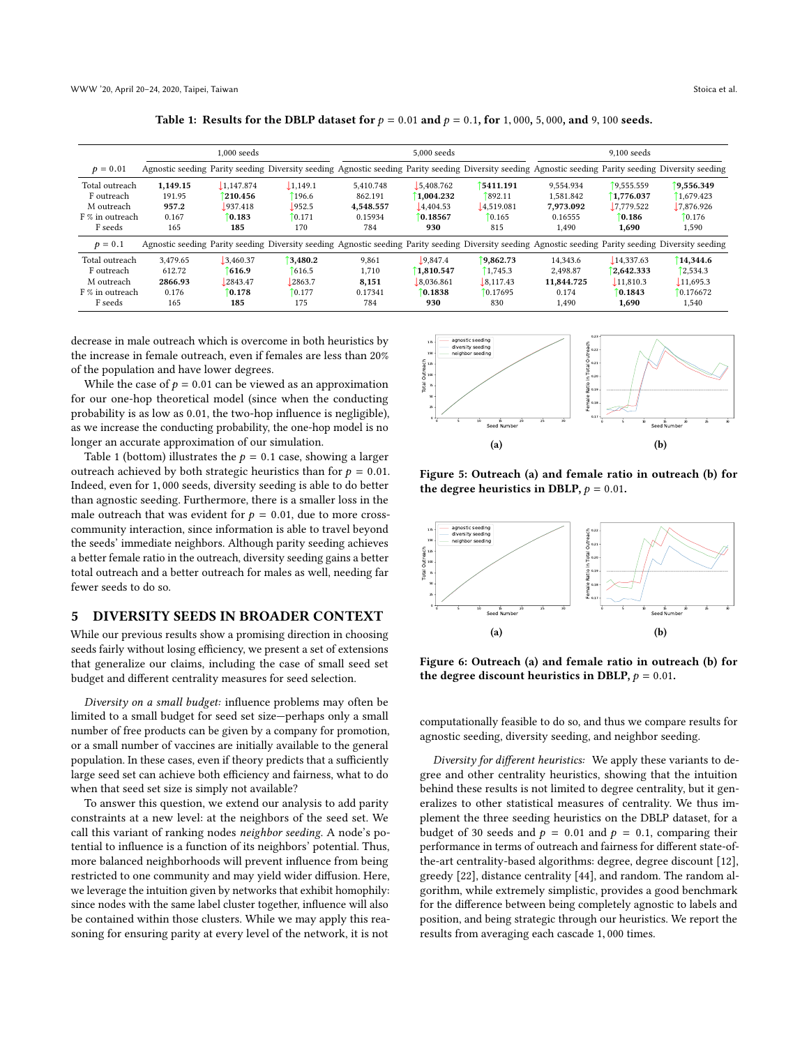**Table 1: Results for the DBLP dataset for $p = 0.01$ and $p = 0.1$, for 1,000, 5,000, and 9,100 seeds.**

| | 1,000 seeds | | | 5,000 seeds | | | 9,100 seeds | | |
|---|---|---|---|---|---|---|---|---|---|
| $p = 0.01$ | Agnostic seeding | Parity seeding | Diversity seeding | Agnostic seeding | Parity seeding | Diversity seeding | Agnostic seeding | Parity seeding | Diversity seeding |
| Total outreach | **1,149.15** | ↓1,147.874 | ↓1,149.1 | 5,410.748 | ↓5,408.762 | ↑**5411.191** | 9,554.934 | ↑9,555.559 | ↑**9,556.349** |
| F outreach | 191.95 | ↑**210.456** | ↑196.6 | 862.191 | ↑**1,004.232** | ↑892.11 | 1,581.842 | ↑**1,776.037** | ↑1,679.423 |
| M outreach | **957.2** | ↓937.418 | ↓952.5 | **4,548.557** | ↓4,404.53 | ↓4,519.081 | **7,973.092** | ↓7,779.522 | ↓7,876.926 |
| F % in outreach | 0.167 | ↑**0.183** | ↑0.171 | 0.15934 | ↑**0.18567** | ↑0.165 | 0.16555 | ↑**0.186** | ↑0.176 |
| F seeds | 165 | **185** | 170 | 784 | **930** | 815 | 1,490 | **1,690** | 1,590 |
| $p = 0.1$ | Agnostic seeding | Parity seeding | Diversity seeding | Agnostic seeding | Parity seeding | Diversity seeding | Agnostic seeding | Parity seeding | Diversity seeding |
| Total outreach | 3,479.65 | ↓3,460.37 | ↑**3,480.2** | 9,861 | ↓9,847.4 | ↑**9,862.73** | 14,343.6 | ↓14,337.63 | ↑**14,344.6** |
| F outreach | 612.72 | ↑**616.9** | ↑616.5 | 1,710 | ↑**1,810.547** | ↑1,745.3 | 2,498.87 | ↑**2,642.333** | ↑2,534.3 |
| M outreach | **2866.93** | ↓2843.47 | ↓2863.7 | **8,151** | ↓8,036.861 | ↓8,117.43 | **11,844.725** | ↓11,810.3 | ↓11,695.3 |
| F % in outreach | 0.176 | ↑**0.178** | ↑0.177 | 0.17341 | ↑**0.1838** | ↑0.17695 | 0.174 | ↑**0.1843** | ↑0.176672 |
| F seeds | 165 | **185** | 175 | 784 | **930** | 830 | 1,490 | **1,690** | 1,540 |

decrease in male outreach which is overcome in both heuristics by the increase in female outreach, even if females are less than 20% of the population and have lower degrees.

While the case of $p = 0.01$ can be viewed as an approximation for our one-hop theoretical model (since when the conducting probability is as low as 0.01, the two-hop influence is negligible), as we increase the conducting probability, the one-hop model is no longer an accurate approximation of our simulation.

Table 1 (bottom) illustrates the $p = 0.1$ case, showing a larger outreach achieved by both strategic heuristics than for $p = 0.01$. Indeed, even for 1,000 seeds, diversity seeding is able to do better than agnostic seeding. Furthermore, there is a smaller loss in the male outreach that was evident for $p = 0.01$, due to more cross-community interaction, since information is able to travel beyond the seeds' immediate neighbors. Although parity seeding achieves a better female ratio in the outreach, diversity seeding gains a better total outreach and a better outreach for males as well, needing far fewer seeds to do so.

Figure 5: Outreach (a) and female ratio in outreach (b) for the degree heuristics in DBLP, $p = 0.01$.

Figure 6: Outreach (a) and female ratio in outreach (b) for the degree discount heuristics in DBLP, $p = 0.01$.

## 5 DIVERSITY SEEDS IN BROADER CONTEXT

While our previous results show a promising direction in choosing seeds fairly without losing efficiency, we present a set of extensions that generalize our claims, including the case of small seed set budget and different centrality measures for seed selection.

*Diversity on a small budget:* influence problems may often be limited to a small budget for seed set size—perhaps only a small number of free products can be given by a company for promotion, or a small number of vaccines are initially available to the general population. In these cases, even if theory predicts that a sufficiently large seed set can achieve both efficiency and fairness, what to do when that seed set size is simply not available?

To answer this question, we extend our analysis to add parity constraints at a new level: at the neighbors of the seed set. We call this variant of ranking nodes *neighbor seeding*. A node's potential to influence is a function of its neighbors' potential. Thus, more balanced neighborhoods will prevent influence from being restricted to one community and may yield wider diffusion. Here, we leverage the intuition given by networks that exhibit homophily: since nodes with the same label cluster together, influence will also be contained within those clusters. While we may apply this reasoning for ensuring parity at every level of the network, it is not computationally feasible to do so, and thus we compare results for agnostic seeding, diversity seeding, and neighbor seeding.

*Diversity for different heuristics:* We apply these variants to degree and other centrality heuristics, showing that the intuition behind these results is not limited to degree centrality, but it generalizes to other statistical measures of centrality. We thus implement the three seeding heuristics on the DBLP dataset, for a budget of 30 seeds and $p = 0.01$ and $p = 0.1$, comparing their performance in terms of outreach and fairness for different state-of-the-art centrality-based algorithms: degree, degree discount [12], greedy [22], distance centrality [44], and random. The random algorithm, while extremely simplistic, provides a good benchmark for the difference between being completely agnostic to labels and position, and being strategic through our heuristics. We report the results from averaging each cascade 1,000 times.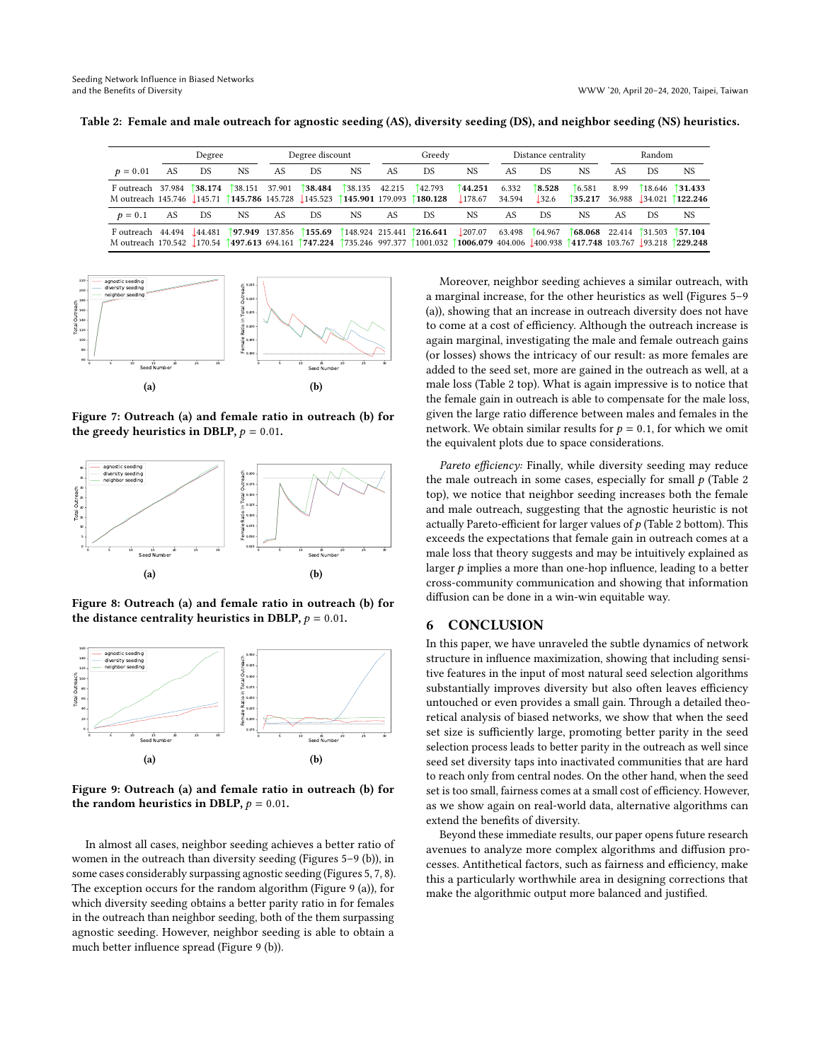**Table 2: Female and male outreach for agnostic seeding (AS), diversity seeding (DS), and neighbor seeding (NS) heuristics.**

| | Degree | | | Degree discount | | | Greedy | | | Distance centrality | | | Random | | |
|---|---|---|---|---|---|---|---|---|---|---|---|---|---|---|---|
| $p = 0.01$ | AS | DS | NS | AS | DS | NS | AS | DS | NS | AS | DS | NS | AS | DS | NS |
| F outreach | 37.984 | ↑**38.174** | ↑38.151 | 37.901 | ↑**38.484** | ↑38.135 | 42.215 | ↑42.793 | ↑**44.251** | 6.332 | ↑**8.528** | ↑6.581 | 8.99 | ↑18.646 | ↑**31.433** |
| M outreach | 145.746 | ↓145.71 | ↑**145.786** | 145.728 | ↓145.523 | ↑**145.901** | 179.093 | ↑**180.128** | ↓178.67 | 34.594 | ↓32.6 | ↑**35.217** | 36.988 | ↓34.021 | ↑**122.246** |
| $p = 0.1$ | AS | DS | NS | AS | DS | NS | AS | DS | NS | AS | DS | NS | AS | DS | NS |
| F outreach | 44.494 | ↓44.481 | ↑**97.949** | 137.856 | ↑**155.69** | ↑148.924 | 215.441 | ↑**216.641** | ↓207.07 | 63.498 | ↑64.967 | ↑**68.068** | 22.414 | ↑31.503 | ↑**57.104** |
| M outreach | 170.542 | ↓170.54 | ↑**497.613** | 694.161 | ↑**747.224** | ↑735.246 | 997.377 | ↑1001.032 | ↑**1006.079** | 404.006 | ↓400.938 | ↑**417.748** | 103.767 | ↓93.218 | ↑**229.248** |

(a) (b)

**Figure 7: Outreach (a) and female ratio in outreach (b) for the greedy heuristics in DBLP, $p = 0.01$.**

(a) (b)

**Figure 8: Outreach (a) and female ratio in outreach (b) for the distance centrality heuristics in DBLP, $p = 0.01$.**

(a) (b)

**Figure 9: Outreach (a) and female ratio in outreach (b) for the random heuristics in DBLP, $p = 0.01$.**

In almost all cases, neighbor seeding achieves a better ratio of women in the outreach than diversity seeding (Figures 5–9 (b)), in some cases considerably surpassing agnostic seeding (Figures 5, 7, 8). The exception occurs for the random algorithm (Figure 9 (a)), for which diversity seeding obtains a better parity ratio in for females in the outreach than neighbor seeding, both of the them surpassing agnostic seeding. However, neighbor seeding is able to obtain a much better influence spread (Figure 9 (b)).

Moreover, neighbor seeding achieves a similar outreach, with a marginal increase, for the other heuristics as well (Figures 5–9 (a)), showing that an increase in outreach diversity does not have to come at a cost of efficiency. Although the outreach increase is again marginal, investigating the male and female outreach gains (or losses) shows the intricacy of our result: as more females are added to the seed set, more are gained in the outreach as well, at a male loss (Table 2 top). What is again impressive is to notice that the female gain in outreach is able to compensate for the male loss, given the large ratio difference between males and females in the network. We obtain similar results for $p = 0.1$, for which we omit the equivalent plots due to space considerations.

*Pareto efficiency:* Finally, while diversity seeding may reduce the male outreach in some cases, especially for small $p$ (Table 2 top), we notice that neighbor seeding increases both the female and male outreach, suggesting that the agnostic heuristic is not actually Pareto-efficient for larger values of $p$ (Table 2 bottom). This exceeds the expectations that female gain in outreach comes at a male loss that theory suggests and may be intuitively explained as larger $p$ implies a more than one-hop influence, leading to a better cross-community communication and showing that information diffusion can be done in a win-win equitable way.

## 6 CONCLUSION

In this paper, we have unraveled the subtle dynamics of network structure in influence maximization, showing that including sensitive features in the input of most natural seed selection algorithms substantially improves diversity but also often leaves efficiency untouched or even provides a small gain. Through a detailed theoretical analysis of biased networks, we show that when the seed set size is sufficiently large, promoting better parity in the seed selection process leads to better parity in the outreach as well since seed set diversity taps into inactivated communities that are hard to reach only from central nodes. On the other hand, when the seed set is too small, fairness comes at a small cost of efficiency. However, as we show again on real-world data, alternative algorithms can extend the benefits of diversity.

Beyond these immediate results, our paper opens future research avenues to analyze more complex algorithms and diffusion processes. Antithetical factors, such as fairness and efficiency, make this a particularly worthwhile area in designing corrections that make the algorithmic output more balanced and justified.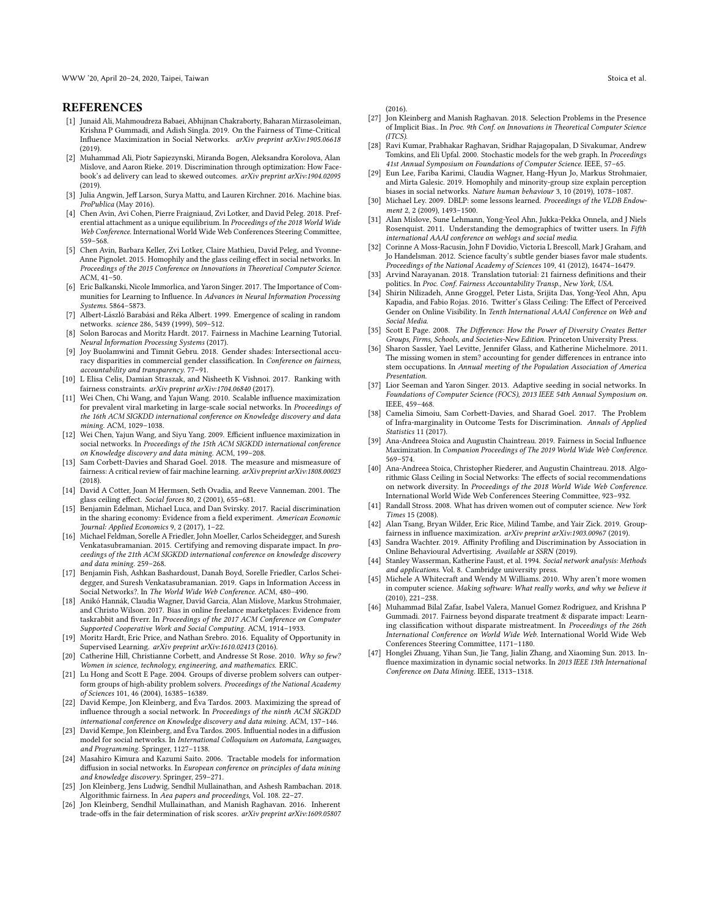## REFERENCES

- [1] Junaid Ali, Mahmoudreza Babaei, Abhijnan Chakraborty, Baharan Mirzasoleiman, Krishna P Gummadi, and Adish Singla. 2019. On the Fairness of Time-Critical Influence Maximization in Social Networks. *arXiv preprint arXiv:1905.06618* (2019).
- [2] Muhammad Ali, Piotr Sapiezynski, Miranda Bogen, Aleksandra Korolova, Alan Mislove, and Aaron Rieke. 2019. Discrimination through optimization: How Facebook's ad delivery can lead to skewed outcomes. *arXiv preprint arXiv:1904.02095* (2019).
- [3] Julia Angwin, Jeff Larson, Surya Mattu, and Lauren Kirchner. 2016. Machine bias. *ProPublica* (May 2016).
- [4] Chen Avin, Avi Cohen, Pierre Fraigniaud, Zvi Lotker, and David Peleg. 2018. Preferential attachment as a unique equilibrium. In *Proceedings of the 2018 World Wide Web Conference*. International World Wide Web Conferences Steering Committee, 559–568.
- [5] Chen Avin, Barbara Keller, Zvi Lotker, Claire Mathieu, David Peleg, and Yvonne-Anne Pignolet. 2015. Homophily and the glass ceiling effect in social networks. In *Proceedings of the 2015 Conference on Innovations in Theoretical Computer Science*. ACM, 41–50.
- [6] Eric Balkanski, Nicole Immorlica, and Yaron Singer. 2017. The Importance of Communities for Learning to Influence. In *Advances in Neural Information Processing Systems*. 5864–5873.
- [7] Albert-László Barabási and Réka Albert. 1999. Emergence of scaling in random networks. *science* 286, 5439 (1999), 509–512.
- [8] Solon Barocas and Moritz Hardt. 2017. Fairness in Machine Learning Tutorial. *Neural Information Processing Systems* (2017).
- [9] Joy Buolamwini and Timnit Gebru. 2018. Gender shades: Intersectional accuracy disparities in commercial gender classification. In *Conference on fairness, accountability and transparency*. 77–91.
- [10] L Elisa Celis, Damian Straszak, and Nisheeth K Vishnoi. 2017. Ranking with fairness constraints. *arXiv preprint arXiv:1704.06840* (2017).
- [11] Wei Chen, Chi Wang, and Yajun Wang. 2010. Scalable influence maximization for prevalent viral marketing in large-scale social networks. In *Proceedings of the 16th ACM SIGKDD international conference on Knowledge discovery and data mining*. ACM, 1029–1038.
- [12] Wei Chen, Yajun Wang, and Siyu Yang. 2009. Efficient influence maximization in social networks. In *Proceedings of the 15th ACM SIGKDD international conference on Knowledge discovery and data mining*. ACM, 199–208.
- [13] Sam Corbett-Davies and Sharad Goel. 2018. The measure and mismeasure of fairness: A critical review of fair machine learning. *arXiv preprint arXiv:1808.00023* (2018).
- [14] David A Cotter, Joan M Hermsen, Seth Ovadia, and Reeve Vanneman. 2001. The glass ceiling effect. *Social forces* 80, 2 (2001), 655–681.
- [15] Benjamin Edelman, Michael Luca, and Dan Svirsky. 2017. Racial discrimination in the sharing economy: Evidence from a field experiment. *American Economic Journal: Applied Economics* 9, 2 (2017), 1–22.
- [16] Michael Feldman, Sorelle A Friedler, John Moeller, Carlos Scheidegger, and Suresh Venkatasubramanian. 2015. Certifying and removing disparate impact. In *proceedings of the 21th ACM SIGKDD international conference on knowledge discovery and data mining*. 259–268.
- [17] Benjamin Fish, Ashkan Bashardoust, Danah Boyd, Sorelle Friedler, Carlos Scheidegger, and Suresh Venkatasubramanian. 2019. Gaps in Information Access in Social Networks?. In *The World Wide Web Conference*. ACM, 480–490.
- [18] Anikó Hannák, Claudia Wagner, David Garcia, Alan Mislove, Markus Strohmaier, and Christo Wilson. 2017. Bias in online freelance marketplaces: Evidence from taskrabbit and fiverr. In *Proceedings of the 2017 ACM Conference on Computer Supported Cooperative Work and Social Computing*. ACM, 1914–1933.
- [19] Moritz Hardt, Eric Price, and Nathan Srebro. 2016. Equality of Opportunity in Supervised Learning. *arXiv preprint arXiv:1610.02413* (2016).
- [20] Catherine Hill, Christianne Corbett, and Andresse St Rose. 2010. *Why so few? Women in science, technology, engineering, and mathematics*. ERIC.
- [21] Lu Hong and Scott E Page. 2004. Groups of diverse problem solvers can outperform groups of high-ability problem solvers. *Proceedings of the National Academy of Sciences* 101, 46 (2004), 16385–16389.
- [22] David Kempe, Jon Kleinberg, and Éva Tardos. 2003. Maximizing the spread of influence through a social network. In *Proceedings of the ninth ACM SIGKDD international conference on Knowledge discovery and data mining*. ACM, 137–146.
- [23] David Kempe, Jon Kleinberg, and Éva Tardos. 2005. Influential nodes in a diffusion model for social networks. In *International Colloquium on Automata, Languages, and Programming*. Springer, 1127–1138.
- [24] Masahiro Kimura and Kazumi Saito. 2006. Tractable models for information diffusion in social networks. In *European conference on principles of data mining and knowledge discovery*. Springer, 259–271.
- [25] Jon Kleinberg, Jens Ludwig, Sendhil Mullainathan, and Ashesh Rambachan. 2018. Algorithmic fairness. In *Aea papers and proceedings*, Vol. 108. 22–27.
- [26] Jon Kleinberg, Sendhil Mullainathan, and Manish Raghavan. 2016. Inherent trade-offs in the fair determination of risk scores. *arXiv preprint arXiv:1609.05807* (2016).
- [27] Jon Kleinberg and Manish Raghavan. 2018. Selection Problems in the Presence of Implicit Bias.. In *Proc. 9th Conf. on Innovations in Theoretical Computer Science (ITCS)*.
- [28] Ravi Kumar, Prabhakar Raghavan, Sridhar Rajagopalan, D Sivakumar, Andrew Tomkins, and Eli Upfal. 2000. Stochastic models for the web graph. In *Proceedings 41st Annual Symposium on Foundations of Computer Science*. IEEE, 57–65.
- [29] Eun Lee, Fariba Karimi, Claudia Wagner, Hang-Hyun Jo, Markus Strohmaier, and Mirta Galesic. 2019. Homophily and minority-group size explain perception biases in social networks. *Nature human behaviour* 3, 10 (2019), 1078–1087.
- [30] Michael Ley. 2009. DBLP: some lessons learned. *Proceedings of the VLDB Endowment* 2, 2 (2009), 1493–1500.
- [31] Alan Mislove, Sune Lehmann, Yong-Yeol Ahn, Jukka-Pekka Onnela, and J Niels Rosenquist. 2011. Understanding the demographics of twitter users. In *Fifth international AAAI conference on weblogs and social media*.
- [32] Corinne A Moss-Racusin, John F Dovidio, Victoria L Brescoll, Mark J Graham, and Jo Handelsman. 2012. Science faculty's subtle gender biases favor male students. *Proceedings of the National Academy of Sciences* 109, 41 (2012), 16474–16479.
- [33] Arvind Narayanan. 2018. Translation tutorial: 21 fairness definitions and their politics. In *Proc. Conf. Fairness Accountability Transp., New York, USA*.
- [34] Shirin Nilizadeh, Anne Groggel, Peter Lista, Srijita Das, Yong-Yeol Ahn, Apu Kapadia, and Fabio Rojas. 2016. Twitter's Glass Ceiling: The Effect of Perceived Gender on Online Visibility. In *Tenth International AAAI Conference on Web and Social Media*.
- [35] Scott E Page. 2008. *The Difference: How the Power of Diversity Creates Better Groups, Firms, Schools, and Societies-New Edition*. Princeton University Press.
- [36] Sharon Sassler, Yael Levitte, Jennifer Glass, and Katherine Michelmore. 2011. The missing women in stem? accounting for gender differences in entrance into stem occupations. In *Annual meeting of the Population Association of America Presentation*.
- [37] Lior Seeman and Yaron Singer. 2013. Adaptive seeding in social networks. In *Foundations of Computer Science (FOCS), 2013 IEEE 54th Annual Symposium on*. IEEE, 459–468.
- [38] Camelia Simoiu, Sam Corbett-Davies, and Sharad Goel. 2017. The Problem of Infra-marginality in Outcome Tests for Discrimination. *Annals of Applied Statistics* 11 (2017).
- [39] Ana-Andreea Stoica and Augustin Chaintreau. 2019. Fairness in Social Influence Maximization. In *Companion Proceedings of The 2019 World Wide Web Conference*. 569–574.
- [40] Ana-Andreea Stoica, Christopher Riederer, and Augustin Chaintreau. 2018. Algorithmic Glass Ceiling in Social Networks: The effects of social recommendations on network diversity. In *Proceedings of the 2018 World Wide Web Conference*. International World Wide Web Conferences Steering Committee, 923–932.
- [41] Randall Stross. 2008. What has driven women out of computer science. *New York Times* 15 (2008).
- [42] Alan Tsang, Bryan Wilder, Eric Rice, Milind Tambe, and Yair Zick. 2019. Group-fairness in influence maximization. *arXiv preprint arXiv:1903.00967* (2019).
- [43] Sandra Wachter. 2019. Affinity Profiling and Discrimination by Association in Online Behavioural Advertising. *Available at SSRN* (2019).
- [44] Stanley Wasserman, Katherine Faust, et al. 1994. *Social network analysis: Methods and applications*. Vol. 8. Cambridge university press.
- [45] Michele A Whitecraft and Wendy M Williams. 2010. Why aren't more women in computer science. *Making software: What really works, and why we believe it* (2010), 221–238.
- [46] Muhammad Bilal Zafar, Isabel Valera, Manuel Gomez Rodriguez, and Krishna P Gummadi. 2017. Fairness beyond disparate treatment & disparate impact: Learning classification without disparate mistreatment. In *Proceedings of the 26th International Conference on World Wide Web*. International World Wide Web Conferences Steering Committee, 1171–1180.
- [47] Honglei Zhuang, Yihan Sun, Jie Tang, Jialin Zhang, and Xiaoming Sun. 2013. Influence maximization in dynamic social networks. In *2013 IEEE 13th International Conference on Data Mining*. IEEE, 1313–1318.